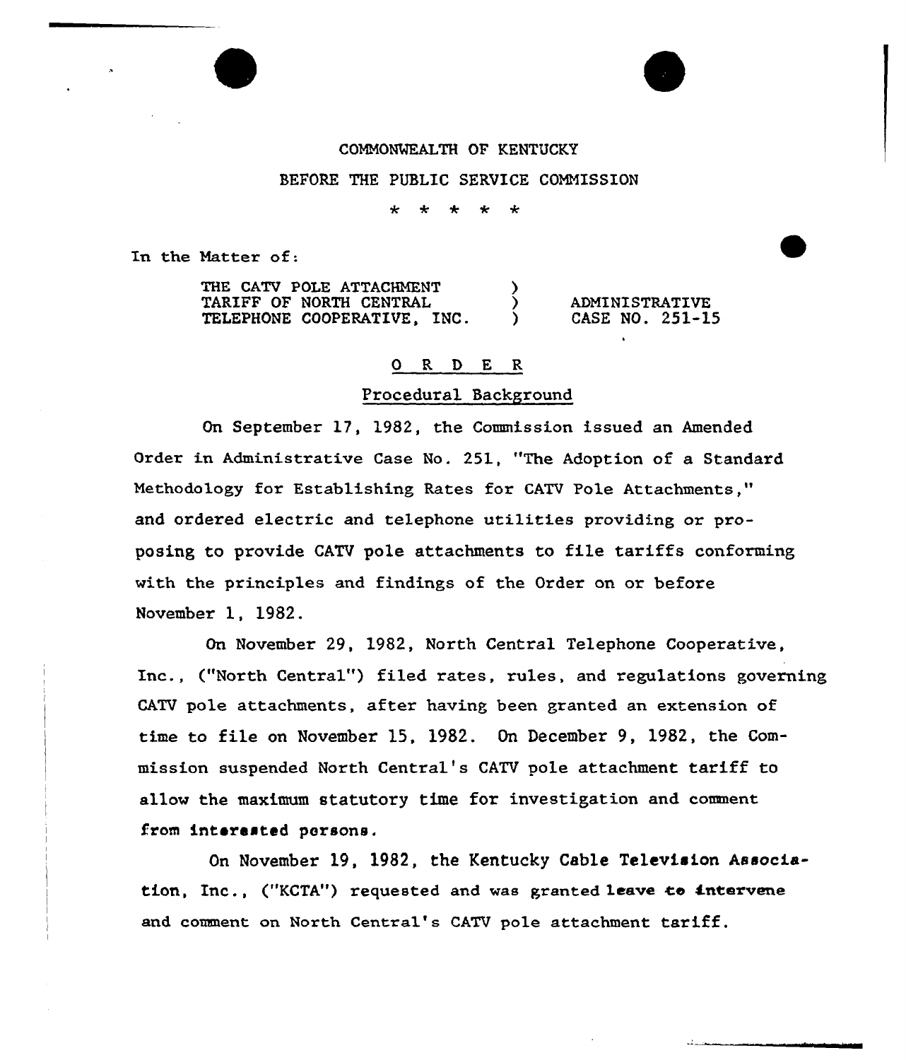COMMONWEALTH OF KENTUCKY

BEFORE THE PUBLIC SERVICE COMMISSION

\* \* \* \* \*

In the Matter of:

THE CATV POLE ATTACHMENT TARIFF OF NORTH CENTRAL TELEPHONE COOPERATIVE, INC. ) ADMINISTRATIVE CASE NO. 251-15

## O R D E R

### Procedural Background

On September 17, 1982, the Commission issued an Amended Order in Administrative Case No. 251, "The Adoption of a Standard Methodology for Establishing Rates for CATV Pole Attachments," and ordered electric and telephone utilities providing or proposing to provide CATV pole attachments to file tariffs conforming with the principles and findings of the Order on or before November 1, 1982.

On November 29, 1982, North Central Telephone Cooperative, Inc., ("North Central") filed rates, rules, and regulations governing CATV pole attachments, after having been granted an extension of time to file on November 15, 1982. On December 9, 1982, the Commission suspended North Central's CATV pole attachment tariff to allow the maximum statutory time for investigation and comment from interested persons.

On November 19, 1982, the Kentucky Cable Television Association, Inc., ("KCTA") requested and was granted leave to intervene and comment on North Central's CATV pole attachment tariff.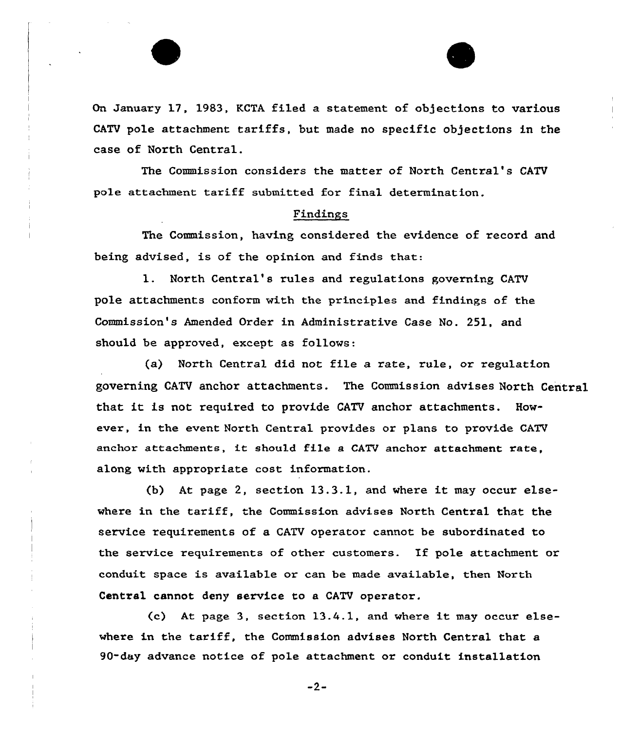On January 17, 1983, KCTA filed a statement of objections to various CATV pole attachment tariffs, but made no specific objections in the case of North Central.

The Commission considers the matter of North Central's CATV pole attachment tariff submitted for final determination.

## Findings

The Commission, having considered the evidence of record and being advised, is of the opinion and finds that:

1. North Central's rules and regulations governing CATV pole attachments conform with the principles and findings of the Commission's Amended Order in Administrative Case No. 251, and should be approved, except as follows:

(a) North Central did not file a rate, rule, or regulation governing CATV anchor attachments. The Commission advises North Central that it is not required to provide CATV anchor attachments. However, in the event North Central provides or plans to provide CATV anchor attachments, it should file a CATV anchor attachment rate, along with appropriate cost information.

(b) At page 2, section 13.3.1, and where it may occur elsewhere in the tariff, the Commission advises North Central that the service requirements of a CATV operator cannot be subordinated to the service requirements of other customers. If pole attachment or conduit space is available or can be made available, then North Central cannot deny service to a CATV operator.

(c) At page 3, section 13.4.1, and where it may occur elsewhere in the tariff, the Commission advises North Central that a 90-day advance notice of pole attachment or conduit installation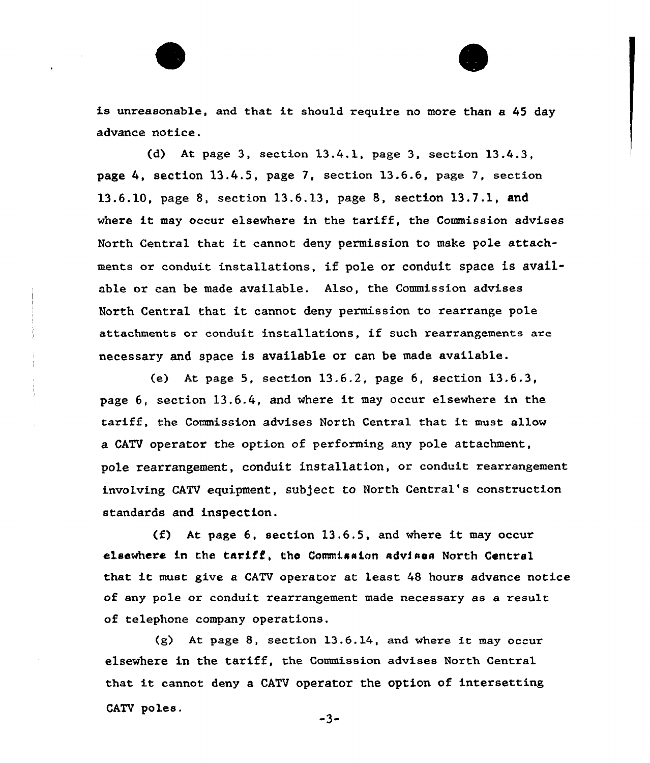is unreasonable, and that it should require no more than a 45 day advance notice.

(d) At page 3, section 13.4.1, page 3, section 13.4.3, page 4, section 13.4.5, page 7, section 13.6.6, page 7, section 13.6.10, page 8, section 13.6.13, page 8, section 13.7.1, and where it may occur elsewhere in the tariff, the Commission advises North Central that it cannot deny permission to make pole attachments or conduit installations, if pole or conduit space is available or can be made available. Also, the Commission advises North Central that it cannot deny permission to rearrange pole attachments or conduit installations, if such rearrangements are necessary and space is available or can be made available.

(e) At page 5, section 13.6.2, page 6, section 13.6.3, page 6, section 13.6.4, and where it may occur elsewhere in the tariff, the Commission advises North Central that it must allow a CATV operator the option of performing any pole attachment, pole rearrangement, conduit installation, or conduit rearrangement involving CATV equipment, subject to North Central's construction standards and inspection.

(f) At page 6, section 13.6.5, and where it may occur elsewhere in the tariff, the Commission advises North Central that it must give a CATV operator at least 48 hours advance notice of any pole or conduit rearrangement made necessary as a result of telephone company operations.

(g) At page 8, section 13.6.14, and where it may occur elsewhere in the tariff, the Commission advises North Central that it cannot deny a CATV operator the option of intersetting CATV poles.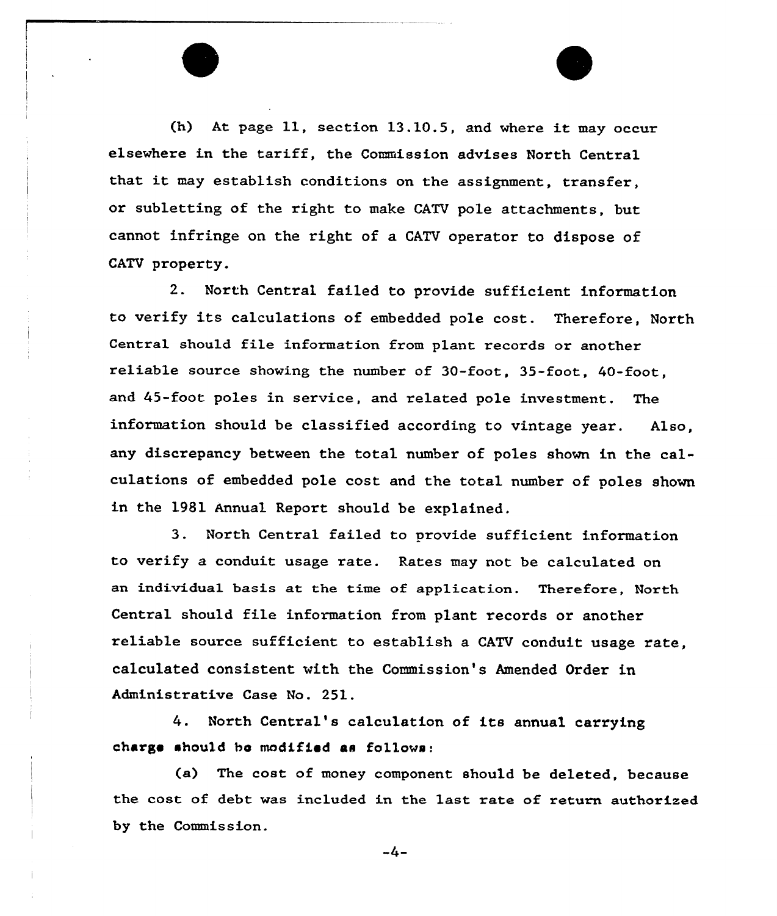(h) At page 11, section 13.10.5, and where it may occur elsewhere in the tariff, the Commission advises North Central that it may establish conditions on the assignment, transfer, or subletting of the right to make CATV pole attachments, but cannot infringe on the right of a CATV operator to dispose of CATV property.

2. North Central failed to provide sufficient information to verify its calculations of embedded pole cost. Therefore, North Central should file information from plant records or another reliable source showing the number of 30-foot, 35-foot, 40-foot, and 45-foot poles in service, and related pole investment. The information should be classified according to vintage year. Also, any discrepancy between the total number of poles shown in the calculations of embedded pole cost and the total number of poles shown in the 1981 Annual Report should be explained.

3. North Central failed to provide sufficient information to verify a conduit usage rate. Rates may not be calculated on an individual basis at the time of application. Therefore, North Central should file information from plant records or another reliable source sufficient to establish a CATV conduit usage rate, calculated consistent with the Commission's Amended Order in Administrative Case No. 251.

4. North Central's calculation of its annual carrying charge should be modified as follows:

(a) The cost of money component should be deleted, because the cost of debt was included in the last rate of return authorized by the Commission.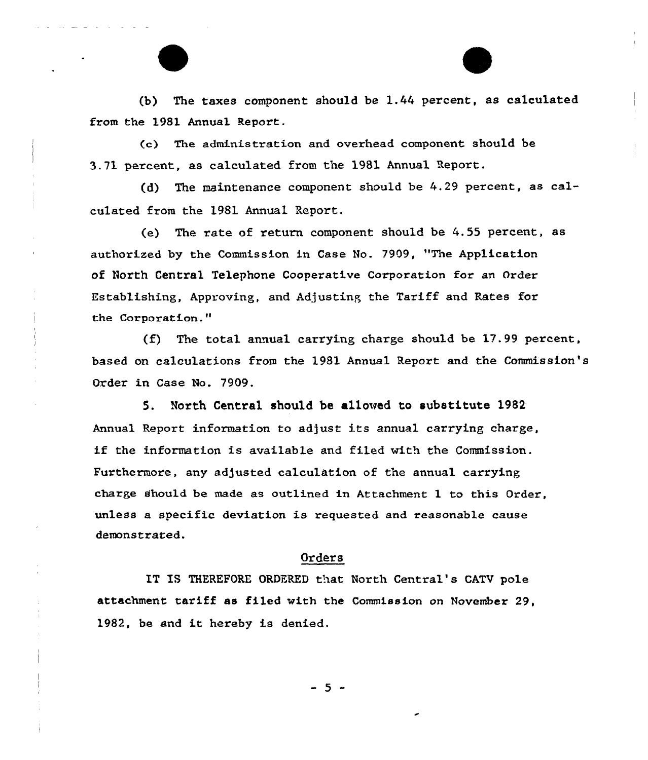(b) The taxes component should be 1.44 percent, as calculated from the 1981 Annual Report.

(c) The administration and overhead component should be 3.71 percent, as calculated from the 1981 Annual Report.

(d) The maintenance component should be 4.29 percent, as calculated from the 1981 Annual Report.

(e) The rate of return component should be 4.55 percent, as authorized by the Commission in Case No. 7909, "The Application of North Central Telephone Cooperative Corporation for an Order Establishing, Approving, and Adjusting the Tariff and Rates for the Corporation."

(f) The total annual carrying charge should be 17.99 percent, based on calculations from the 1981 Annual Report and the Commission's Order in Case No. 7909.

5. North Central should be allowed to substitute 1982 Annual Report information to adjust its annual carrying charge, if the information is available and filed with the Commission. Furthermore, any adjusted calculation of the annual carrying charge should be made as outlined in Attachment 1 to this Order, unless a specific deviation is requested and reasonable cause demonstrated.

## Orders

IT IS THEREFORE ORDERED that North Central's CATV pole attachment tariff as filed with the Commission on November 29, 1982, be and it hereby is denied.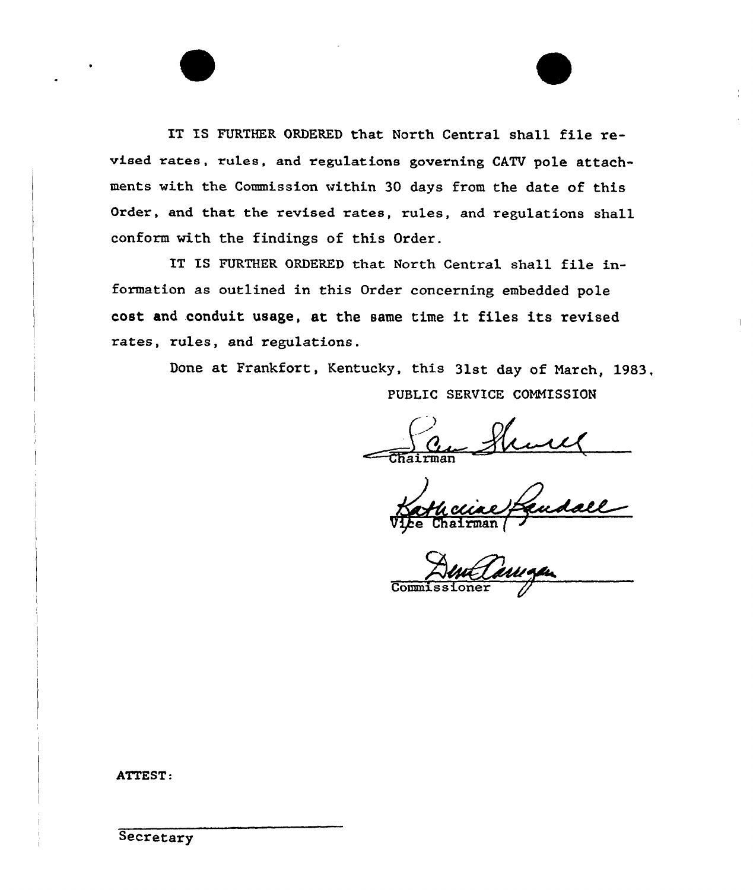IT IS FURTHER ORDERED that North Central shall file revised rates, rules, and regulations governing CATV pole attachments with the Commission within 30 days from the date of this Order, and that the revised rates, rules, and regulations shall conform with the findings of this Order.

IT IS FURTHER ORDERED that North Central shall file information as outlined in this Order concerning embedded pole cost and conduit usage, at the same time it files its revised rates, rules, and regulations.

Done at Frankfort, Kentucky, this 31st day of March, 1983.

PUBLIC SERVICE COMMISSION

Chairman

Vice Chairman

Commissioner

ATTEST:

Secretary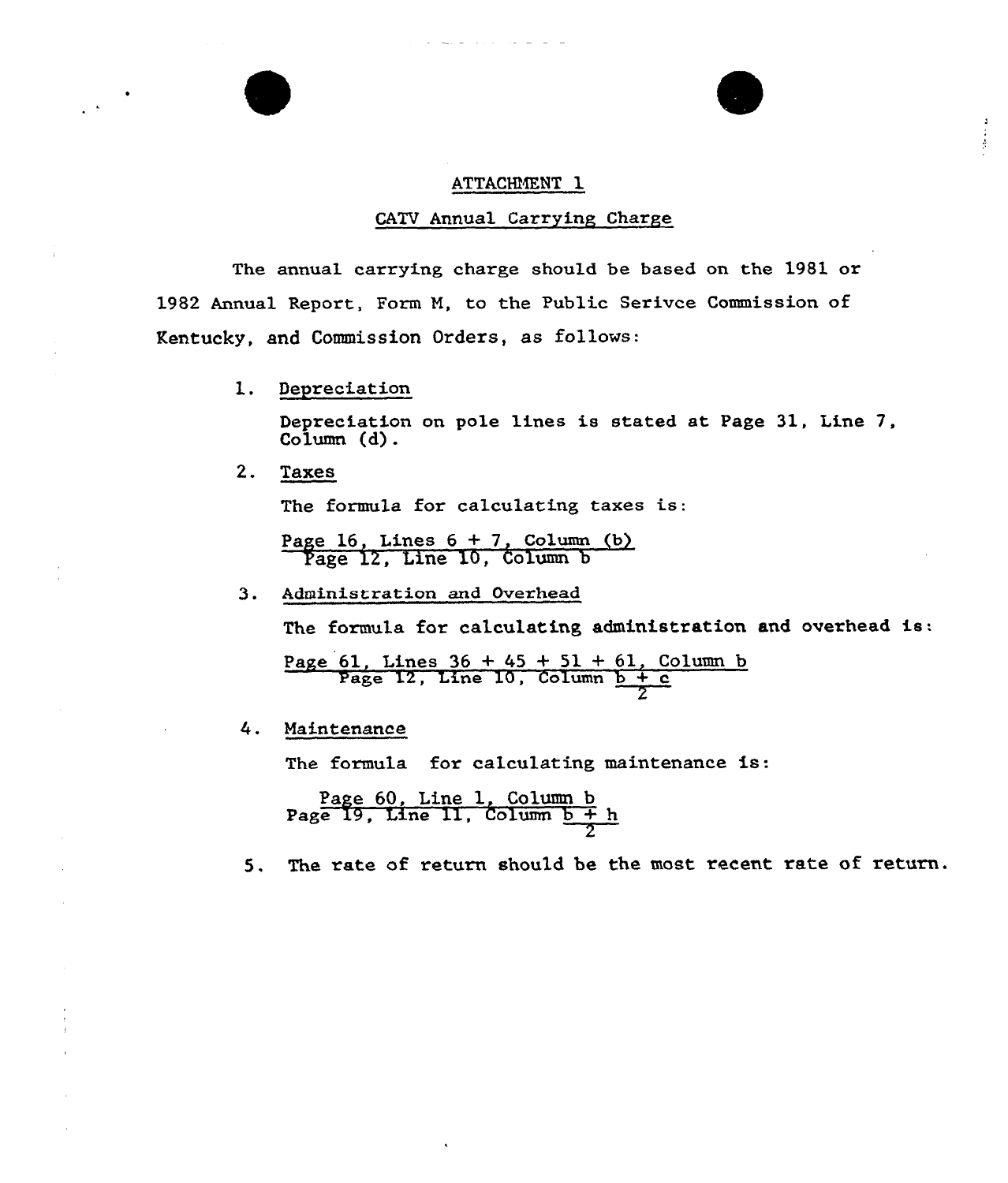## ATTACHMENT 1

### CATV Annual Carrying Charge

The annual carrying charge should be based on the 1981 or 1982 Annual Report, Form M, to the Public Serivce Commission of Kentucky, and Commission Orders, as follows:

1. Depreciation

   Depreciation on pole lines is stated at Page 31, Line 7, Column (d).

2. Taxes

   The formula for calculating taxes is:

   $$\frac{\text{Page 16, Lines 6 + 7, Column (b)}}{\text{Page 12, Line 10, Column b}}$$

3. Administration and Overhead

   The formula for calculating administration and overhead is:

   $$\frac{\text{Page 61, Lines 36 + 45 + 51 + 61, Column b}}{\text{Page 12, Line 10, Column } \frac{b + c}{2}}$$

4. Maintenance

   The formula for calculating maintenance is:

   $$\frac{\text{Page 60, Line 1, Column b}}{\text{Page 19, Line 11, Column } \frac{b + h}{2}}$$

5. The rate of return should be the most recent rate of return.